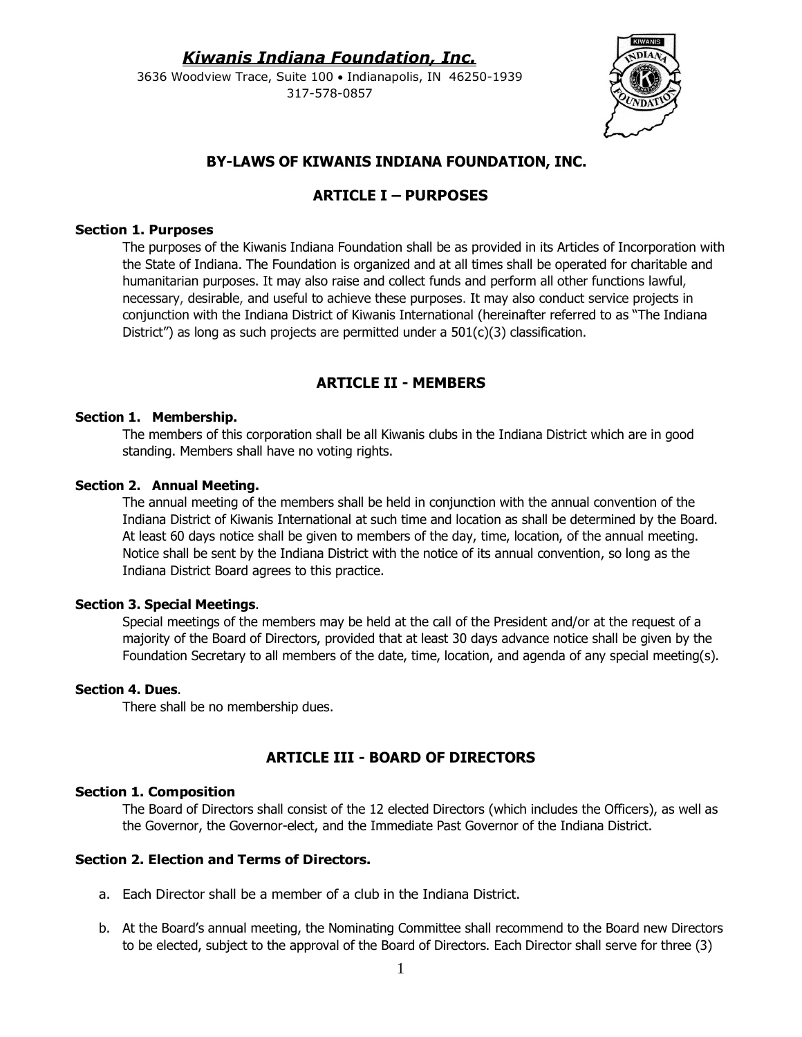***Kiwanis Indiana Foundation, Inc.***

3636 Woodview Trace, Suite 100 • Indianapolis, IN 46250-1939
317-578-0857

## BY-LAWS OF KIWANIS INDIANA FOUNDATION, INC.

## ARTICLE I – PURPOSES

**Section 1. Purposes**

The purposes of the Kiwanis Indiana Foundation shall be as provided in its Articles of Incorporation with the State of Indiana. The Foundation is organized and at all times shall be operated for charitable and humanitarian purposes. It may also raise and collect funds and perform all other functions lawful, necessary, desirable, and useful to achieve these purposes. It may also conduct service projects in conjunction with the Indiana District of Kiwanis International (hereinafter referred to as "The Indiana District") as long as such projects are permitted under a 501(c)(3) classification.

## ARTICLE II - MEMBERS

**Section 1. Membership.**

The members of this corporation shall be all Kiwanis clubs in the Indiana District which are in good standing. Members shall have no voting rights.

**Section 2. Annual Meeting.**

The annual meeting of the members shall be held in conjunction with the annual convention of the Indiana District of Kiwanis International at such time and location as shall be determined by the Board. At least 60 days notice shall be given to members of the day, time, location, of the annual meeting. Notice shall be sent by the Indiana District with the notice of its annual convention, so long as the Indiana District Board agrees to this practice.

**Section 3. Special Meetings**.

Special meetings of the members may be held at the call of the President and/or at the request of a majority of the Board of Directors, provided that at least 30 days advance notice shall be given by the Foundation Secretary to all members of the date, time, location, and agenda of any special meeting(s).

**Section 4. Dues**.

There shall be no membership dues.

## ARTICLE III - BOARD OF DIRECTORS

**Section 1. Composition**

The Board of Directors shall consist of the 12 elected Directors (which includes the Officers), as well as the Governor, the Governor-elect, and the Immediate Past Governor of the Indiana District.

**Section 2. Election and Terms of Directors.**

a. Each Director shall be a member of a club in the Indiana District.

b. At the Board's annual meeting, the Nominating Committee shall recommend to the Board new Directors to be elected, subject to the approval of the Board of Directors. Each Director shall serve for three (3)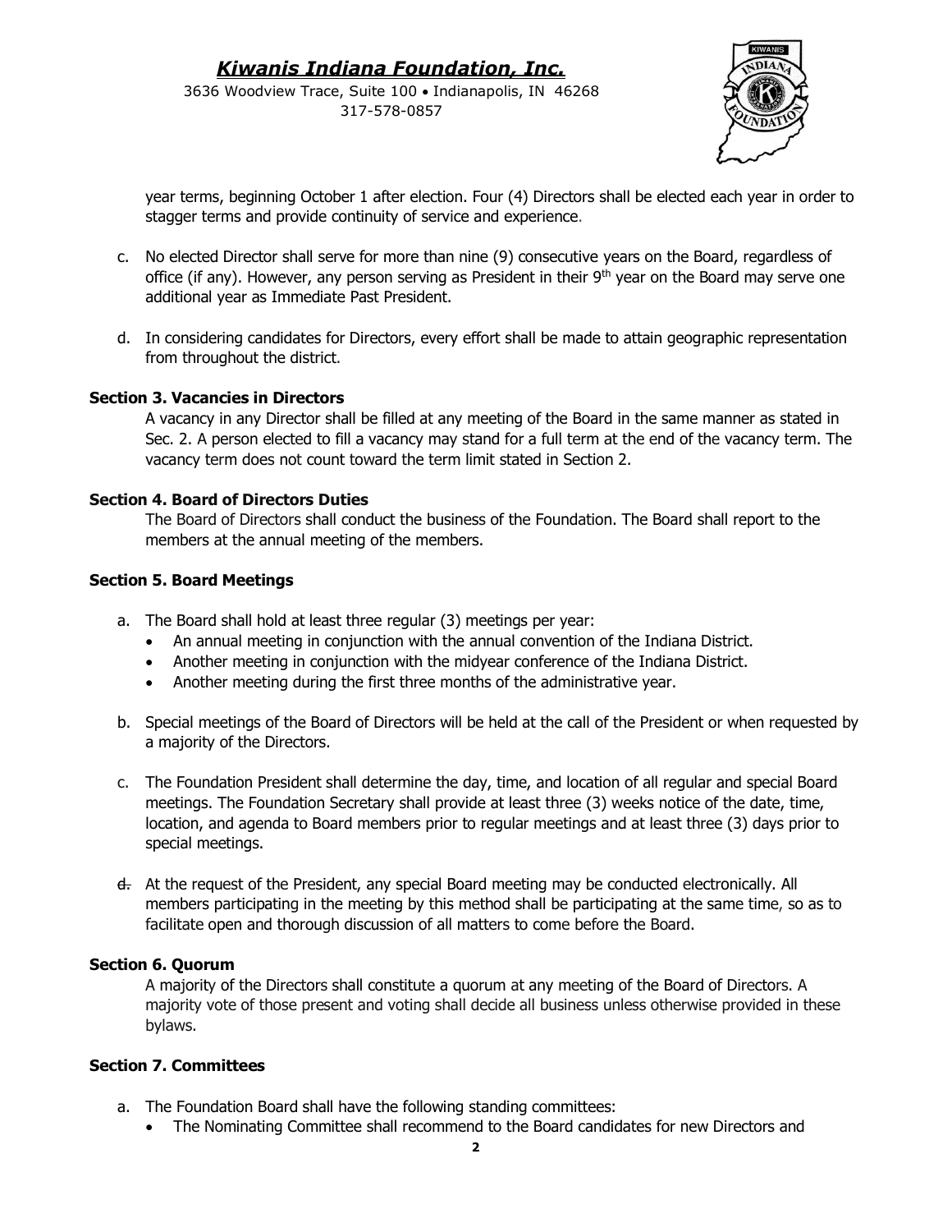year terms, beginning October 1 after election. Four (4) Directors shall be elected each year in order to stagger terms and provide continuity of service and experience.

c. No elected Director shall serve for more than nine (9) consecutive years on the Board, regardless of office (if any). However, any person serving as President in their 9th year on the Board may serve one additional year as Immediate Past President.

d. In considering candidates for Directors, every effort shall be made to attain geographic representation from throughout the district.

**Section 3. Vacancies in Directors**

A vacancy in any Director shall be filled at any meeting of the Board in the same manner as stated in Sec. 2. A person elected to fill a vacancy may stand for a full term at the end of the vacancy term. The vacancy term does not count toward the term limit stated in Section 2.

**Section 4. Board of Directors Duties**

The Board of Directors shall conduct the business of the Foundation. The Board shall report to the members at the annual meeting of the members.

**Section 5. Board Meetings**

a. The Board shall hold at least three regular (3) meetings per year:
   - An annual meeting in conjunction with the annual convention of the Indiana District.
   - Another meeting in conjunction with the midyear conference of the Indiana District.
   - Another meeting during the first three months of the administrative year.

b. Special meetings of the Board of Directors will be held at the call of the President or when requested by a majority of the Directors.

c. The Foundation President shall determine the day, time, and location of all regular and special Board meetings. The Foundation Secretary shall provide at least three (3) weeks notice of the date, time, location, and agenda to Board members prior to regular meetings and at least three (3) days prior to special meetings.

~~d.~~ At the request of the President, any special Board meeting may be conducted electronically. All members participating in the meeting by this method shall be participating at the same time, so as to facilitate open and thorough discussion of all matters to come before the Board.

**Section 6. Quorum**

A majority of the Directors shall constitute a quorum at any meeting of the Board of Directors. A majority vote of those present and voting shall decide all business unless otherwise provided in these bylaws.

**Section 7. Committees**

a. The Foundation Board shall have the following standing committees:
   - The Nominating Committee shall recommend to the Board candidates for new Directors and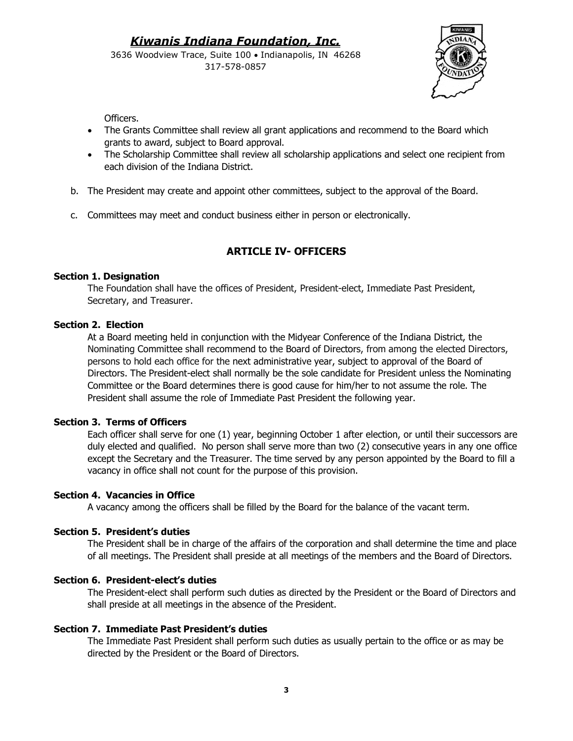Officers.

- The Grants Committee shall review all grant applications and recommend to the Board which grants to award, subject to Board approval.
- The Scholarship Committee shall review all scholarship applications and select one recipient from each division of the Indiana District.

b. The President may create and appoint other committees, subject to the approval of the Board.

c. Committees may meet and conduct business either in person or electronically.

## ARTICLE IV- OFFICERS

**Section 1. Designation**

The Foundation shall have the offices of President, President-elect, Immediate Past President, Secretary, and Treasurer.

**Section 2. Election**

At a Board meeting held in conjunction with the Midyear Conference of the Indiana District, the Nominating Committee shall recommend to the Board of Directors, from among the elected Directors, persons to hold each office for the next administrative year, subject to approval of the Board of Directors. The President-elect shall normally be the sole candidate for President unless the Nominating Committee or the Board determines there is good cause for him/her to not assume the role. The President shall assume the role of Immediate Past President the following year.

**Section 3. Terms of Officers**

Each officer shall serve for one (1) year, beginning October 1 after election, or until their successors are duly elected and qualified. No person shall serve more than two (2) consecutive years in any one office except the Secretary and the Treasurer. The time served by any person appointed by the Board to fill a vacancy in office shall not count for the purpose of this provision.

**Section 4. Vacancies in Office**

A vacancy among the officers shall be filled by the Board for the balance of the vacant term.

**Section 5. President's duties**

The President shall be in charge of the affairs of the corporation and shall determine the time and place of all meetings. The President shall preside at all meetings of the members and the Board of Directors.

**Section 6. President-elect's duties**

The President-elect shall perform such duties as directed by the President or the Board of Directors and shall preside at all meetings in the absence of the President.

**Section 7. Immediate Past President's duties**

The Immediate Past President shall perform such duties as usually pertain to the office or as may be directed by the President or the Board of Directors.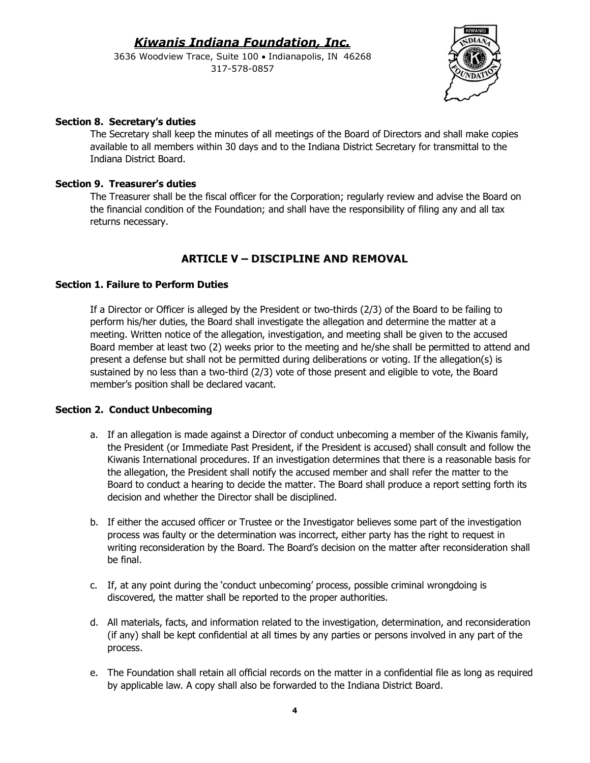### Section 8. Secretary's duties

The Secretary shall keep the minutes of all meetings of the Board of Directors and shall make copies available to all members within 30 days and to the Indiana District Secretary for transmittal to the Indiana District Board.

### Section 9. Treasurer's duties

The Treasurer shall be the fiscal officer for the Corporation; regularly review and advise the Board on the financial condition of the Foundation; and shall have the responsibility of filing any and all tax returns necessary.

## ARTICLE V – DISCIPLINE AND REMOVAL

### Section 1. Failure to Perform Duties

If a Director or Officer is alleged by the President or two-thirds (2/3) of the Board to be failing to perform his/her duties, the Board shall investigate the allegation and determine the matter at a meeting. Written notice of the allegation, investigation, and meeting shall be given to the accused Board member at least two (2) weeks prior to the meeting and he/she shall be permitted to attend and present a defense but shall not be permitted during deliberations or voting. If the allegation(s) is sustained by no less than a two-third (2/3) vote of those present and eligible to vote, the Board member's position shall be declared vacant.

### Section 2. Conduct Unbecoming

a. If an allegation is made against a Director of conduct unbecoming a member of the Kiwanis family, the President (or Immediate Past President, if the President is accused) shall consult and follow the Kiwanis International procedures. If an investigation determines that there is a reasonable basis for the allegation, the President shall notify the accused member and shall refer the matter to the Board to conduct a hearing to decide the matter. The Board shall produce a report setting forth its decision and whether the Director shall be disciplined.

b. If either the accused officer or Trustee or the Investigator believes some part of the investigation process was faulty or the determination was incorrect, either party has the right to request in writing reconsideration by the Board. The Board's decision on the matter after reconsideration shall be final.

c. If, at any point during the 'conduct unbecoming' process, possible criminal wrongdoing is discovered, the matter shall be reported to the proper authorities.

d. All materials, facts, and information related to the investigation, determination, and reconsideration (if any) shall be kept confidential at all times by any parties or persons involved in any part of the process.

e. The Foundation shall retain all official records on the matter in a confidential file as long as required by applicable law. A copy shall also be forwarded to the Indiana District Board.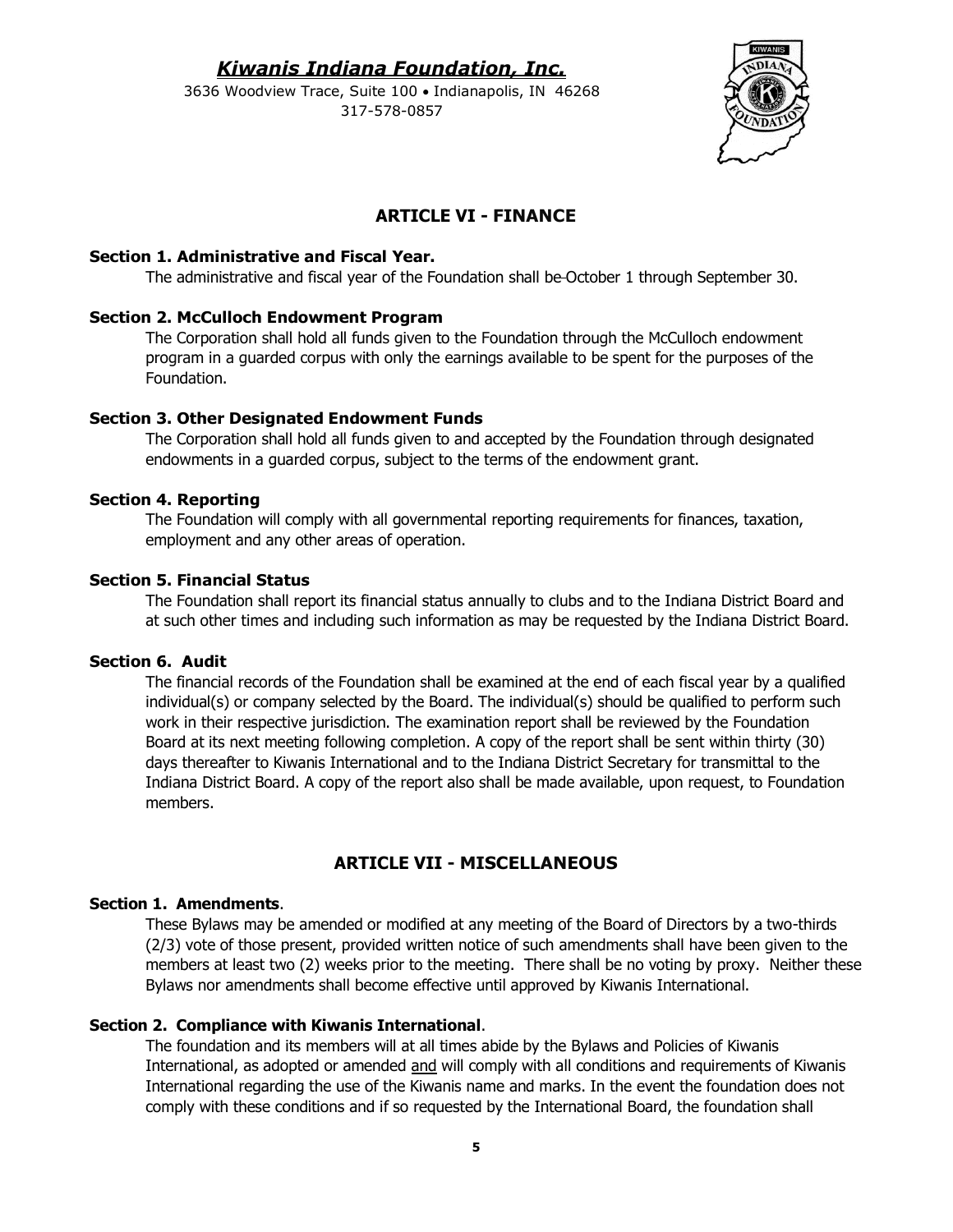*Kiwanis Indiana Foundation, Inc.*

3636 Woodview Trace, Suite 100 • Indianapolis, IN 46268
317-578-0857

## ARTICLE VI - FINANCE

**Section 1. Administrative and Fiscal Year.**

The administrative and fiscal year of the Foundation shall be October 1 through September 30.

**Section 2. McCulloch Endowment Program**

The Corporation shall hold all funds given to the Foundation through the McCulloch endowment program in a guarded corpus with only the earnings available to be spent for the purposes of the Foundation.

**Section 3. Other Designated Endowment Funds**

The Corporation shall hold all funds given to and accepted by the Foundation through designated endowments in a guarded corpus, subject to the terms of the endowment grant.

**Section 4. Reporting**

The Foundation will comply with all governmental reporting requirements for finances, taxation, employment and any other areas of operation.

**Section 5. Financial Status**

The Foundation shall report its financial status annually to clubs and to the Indiana District Board and at such other times and including such information as may be requested by the Indiana District Board.

**Section 6. Audit**

The financial records of the Foundation shall be examined at the end of each fiscal year by a qualified individual(s) or company selected by the Board. The individual(s) should be qualified to perform such work in their respective jurisdiction. The examination report shall be reviewed by the Foundation Board at its next meeting following completion. A copy of the report shall be sent within thirty (30) days thereafter to Kiwanis International and to the Indiana District Secretary for transmittal to the Indiana District Board. A copy of the report also shall be made available, upon request, to Foundation members.

## ARTICLE VII - MISCELLANEOUS

**Section 1. Amendments**.

These Bylaws may be amended or modified at any meeting of the Board of Directors by a two-thirds (2/3) vote of those present, provided written notice of such amendments shall have been given to the members at least two (2) weeks prior to the meeting. There shall be no voting by proxy. Neither these Bylaws nor amendments shall become effective until approved by Kiwanis International.

**Section 2. Compliance with Kiwanis International**.

The foundation and its members will at all times abide by the Bylaws and Policies of Kiwanis International, as adopted or amended and will comply with all conditions and requirements of Kiwanis International regarding the use of the Kiwanis name and marks. In the event the foundation does not comply with these conditions and if so requested by the International Board, the foundation shall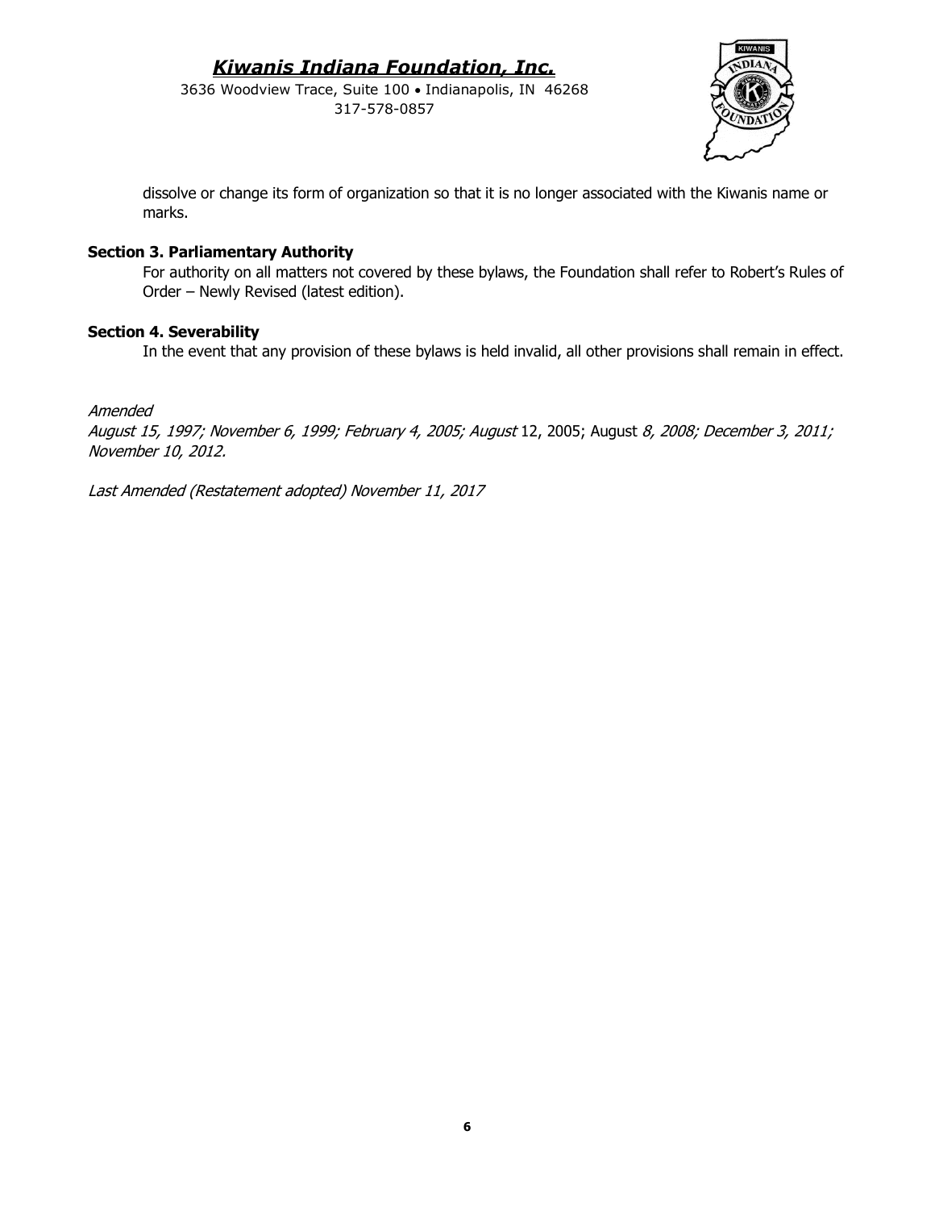dissolve or change its form of organization so that it is no longer associated with the Kiwanis name or marks.

**Section 3. Parliamentary Authority**

For authority on all matters not covered by these bylaws, the Foundation shall refer to Robert's Rules of Order – Newly Revised (latest edition).

**Section 4. Severability**

In the event that any provision of these bylaws is held invalid, all other provisions shall remain in effect.

*Amended*

*August 15, 1997; November 6, 1999; February 4, 2005; August* 12, 2005; August *8, 2008; December 3, 2011; November 10, 2012.*

*Last Amended (Restatement adopted) November 11, 2017*